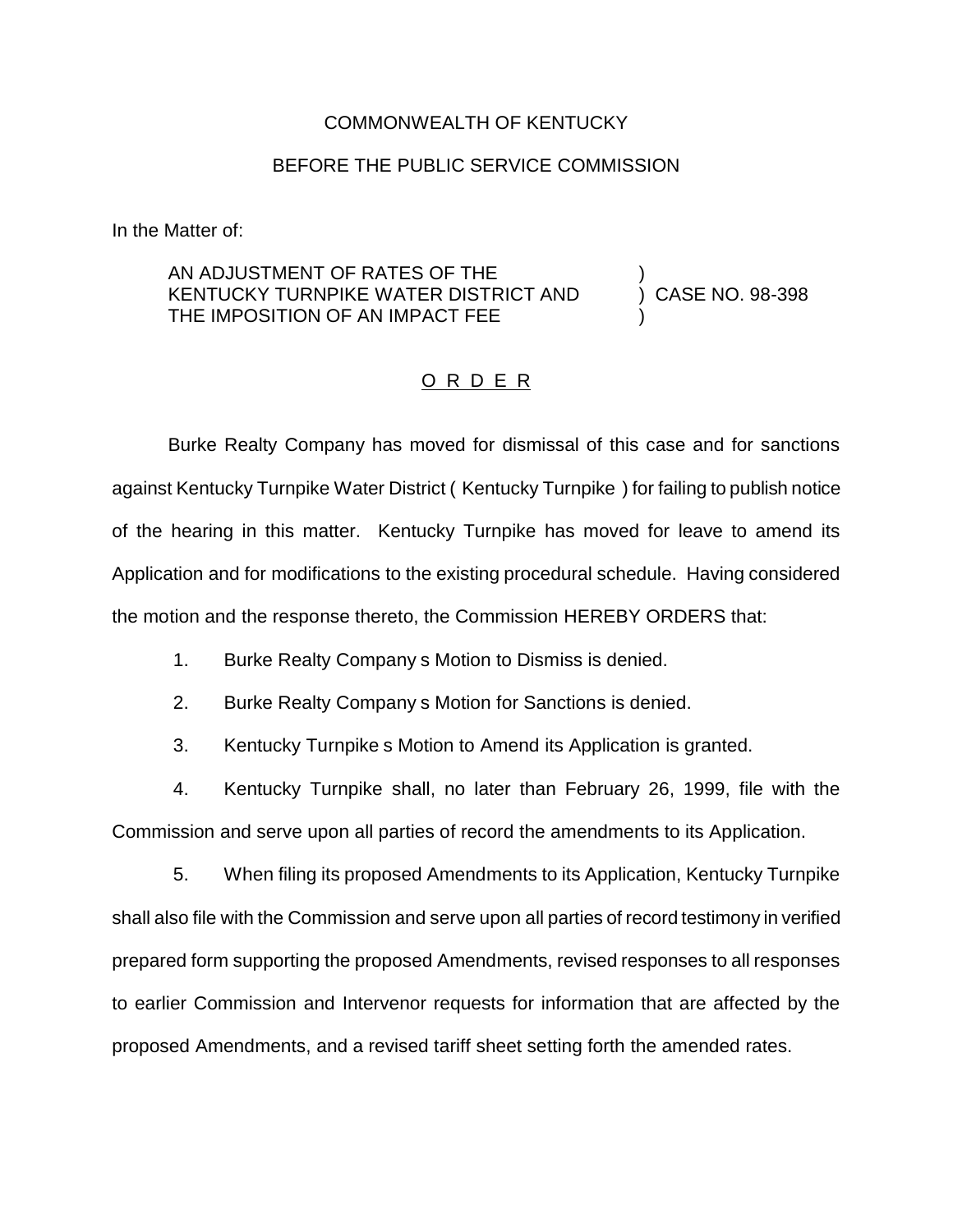COMMONWEALTH OF KENTUCKY

BEFORE THE PUBLIC SERVICE COMMISSION

In the Matter of:

AN ADJUSTMENT OF RATES OF THE KENTUCKY TURNPIKE WATER DISTRICT AND THE IMPOSITION OF AN IMPACT FEE ) CASE NO. 98-398

O R D E R

Burke Realty Company has moved for dismissal of this case and for sanctions against Kentucky Turnpike Water District ( Kentucky Turnpike ) for failing to publish notice of the hearing in this matter. Kentucky Turnpike has moved for leave to amend its Application and for modifications to the existing procedural schedule. Having considered the motion and the response thereto, the Commission HEREBY ORDERS that:

1. Burke Realty Company s Motion to Dismiss is denied.

2. Burke Realty Company s Motion for Sanctions is denied.

3. Kentucky Turnpike s Motion to Amend its Application is granted.

4. Kentucky Turnpike shall, no later than February 26, 1999, file with the Commission and serve upon all parties of record the amendments to its Application.

5. When filing its proposed Amendments to its Application, Kentucky Turnpike shall also file with the Commission and serve upon all parties of record testimony in verified prepared form supporting the proposed Amendments, revised responses to all responses to earlier Commission and Intervenor requests for information that are affected by the proposed Amendments, and a revised tariff sheet setting forth the amended rates.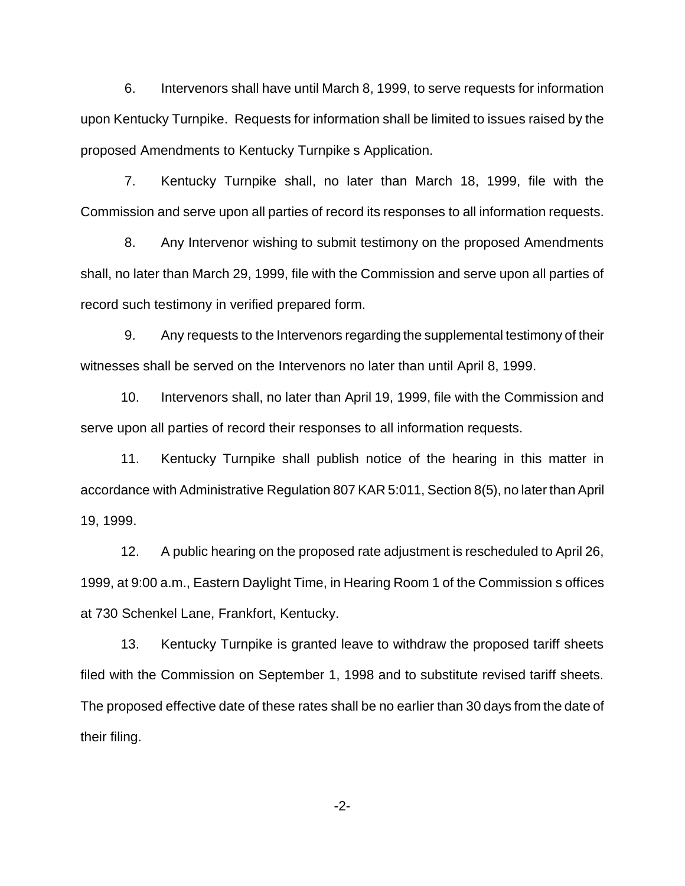6. Intervenors shall have until March 8, 1999, to serve requests for information upon Kentucky Turnpike. Requests for information shall be limited to issues raised by the proposed Amendments to Kentucky Turnpike s Application.

7. Kentucky Turnpike shall, no later than March 18, 1999, file with the Commission and serve upon all parties of record its responses to all information requests.

8. Any Intervenor wishing to submit testimony on the proposed Amendments shall, no later than March 29, 1999, file with the Commission and serve upon all parties of record such testimony in verified prepared form.

9. Any requests to the Intervenors regarding the supplemental testimony of their witnesses shall be served on the Intervenors no later than until April 8, 1999.

10. Intervenors shall, no later than April 19, 1999, file with the Commission and serve upon all parties of record their responses to all information requests.

11. Kentucky Turnpike shall publish notice of the hearing in this matter in accordance with Administrative Regulation 807 KAR 5:011, Section 8(5), no later than April 19, 1999.

12. A public hearing on the proposed rate adjustment is rescheduled to April 26, 1999, at 9:00 a.m., Eastern Daylight Time, in Hearing Room 1 of the Commission s offices at 730 Schenkel Lane, Frankfort, Kentucky.

13. Kentucky Turnpike is granted leave to withdraw the proposed tariff sheets filed with the Commission on September 1, 1998 and to substitute revised tariff sheets. The proposed effective date of these rates shall be no earlier than 30 days from the date of their filing.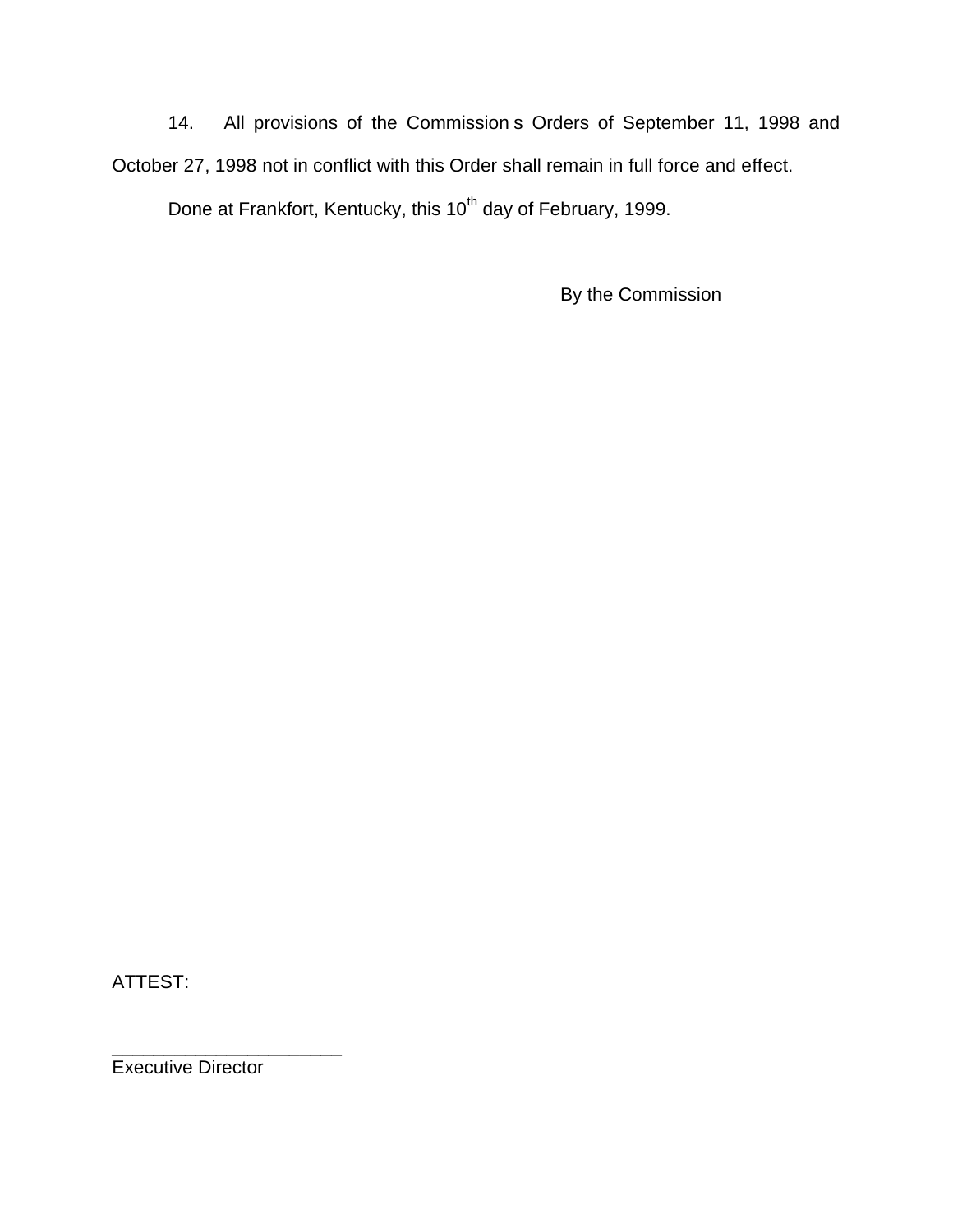14. All provisions of the Commission s Orders of September 11, 1998 and October 27, 1998 not in conflict with this Order shall remain in full force and effect.

Done at Frankfort, Kentucky, this 10th day of February, 1999.

By the Commission

ATTEST:

______________________
Executive Director